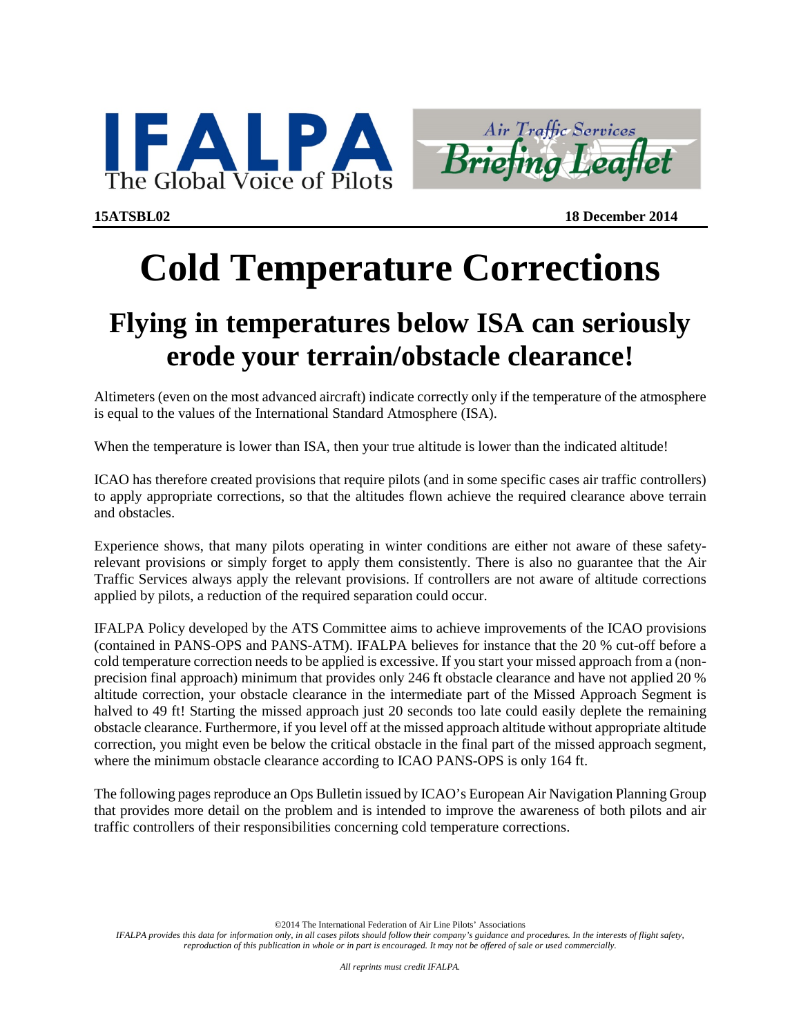IFALPA
The Global Voice of Pilots

Air Traffic Services Briefing Leaflet

**15ATSBL02** **18 December 2014**

# Cold Temperature Corrections

## Flying in temperatures below ISA can seriously erode your terrain/obstacle clearance!

Altimeters (even on the most advanced aircraft) indicate correctly only if the temperature of the atmosphere is equal to the values of the International Standard Atmosphere (ISA).

When the temperature is lower than ISA, then your true altitude is lower than the indicated altitude!

ICAO has therefore created provisions that require pilots (and in some specific cases air traffic controllers) to apply appropriate corrections, so that the altitudes flown achieve the required clearance above terrain and obstacles.

Experience shows, that many pilots operating in winter conditions are either not aware of these safety-relevant provisions or simply forget to apply them consistently. There is also no guarantee that the Air Traffic Services always apply the relevant provisions. If controllers are not aware of altitude corrections applied by pilots, a reduction of the required separation could occur.

IFALPA Policy developed by the ATS Committee aims to achieve improvements of the ICAO provisions (contained in PANS-OPS and PANS-ATM). IFALPA believes for instance that the 20 % cut-off before a cold temperature correction needs to be applied is excessive. If you start your missed approach from a (non-precision final approach) minimum that provides only 246 ft obstacle clearance and have not applied 20 % altitude correction, your obstacle clearance in the intermediate part of the Missed Approach Segment is halved to 49 ft! Starting the missed approach just 20 seconds too late could easily deplete the remaining obstacle clearance. Furthermore, if you level off at the missed approach altitude without appropriate altitude correction, you might even be below the critical obstacle in the final part of the missed approach segment, where the minimum obstacle clearance according to ICAO PANS-OPS is only 164 ft.

The following pages reproduce an Ops Bulletin issued by ICAO's European Air Navigation Planning Group that provides more detail on the problem and is intended to improve the awareness of both pilots and air traffic controllers of their responsibilities concerning cold temperature corrections.

©2014 The International Federation of Air Line Pilots' Associations

*IFALPA provides this data for information only, in all cases pilots should follow their company's guidance and procedures. In the interests of flight safety, reproduction of this publication in whole or in part is encouraged. It may not be offered of sale or used commercially.*

*All reprints must credit IFALPA.*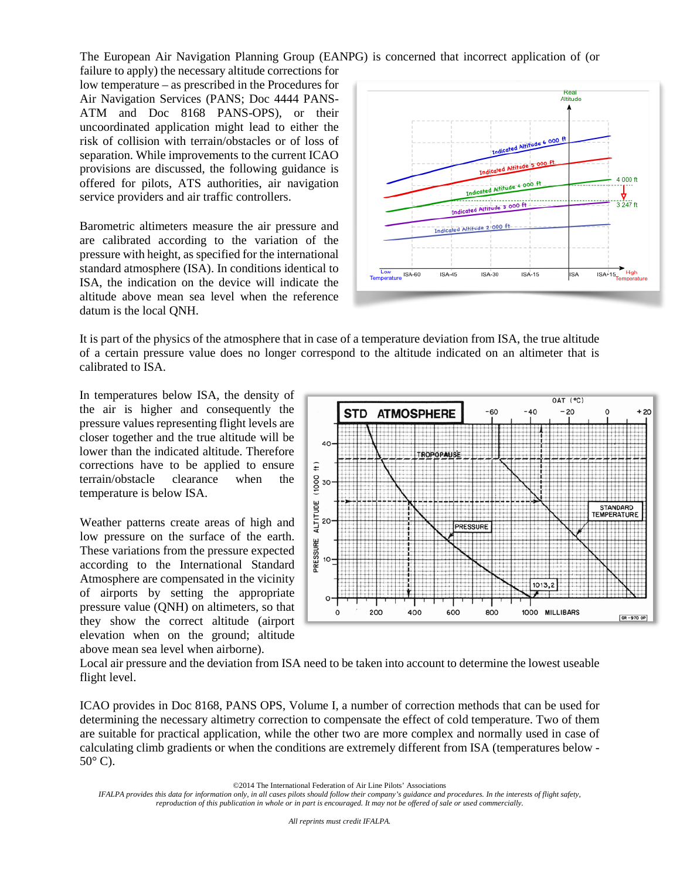The European Air Navigation Planning Group (EANPG) is concerned that incorrect application of (or failure to apply) the necessary altitude corrections for low temperature – as prescribed in the Procedures for Air Navigation Services (PANS; Doc 4444 PANS-ATM and Doc 8168 PANS-OPS), or their uncoordinated application might lead to either the risk of collision with terrain/obstacles or of loss of separation. While improvements to the current ICAO provisions are discussed, the following guidance is offered for pilots, ATS authorities, air navigation service providers and air traffic controllers.

Barometric altimeters measure the air pressure and are calibrated according to the variation of the pressure with height, as specified for the international standard atmosphere (ISA). In conditions identical to ISA, the indication on the device will indicate the altitude above mean sea level when the reference datum is the local QNH.

It is part of the physics of the atmosphere that in case of a temperature deviation from ISA, the true altitude of a certain pressure value does no longer correspond to the altitude indicated on an altimeter that is calibrated to ISA.

In temperatures below ISA, the density of the air is higher and consequently the pressure values representing flight levels are closer together and the true altitude will be lower than the indicated altitude. Therefore corrections have to be applied to ensure terrain/obstacle clearance when the temperature is below ISA.

Weather patterns create areas of high and low pressure on the surface of the earth. These variations from the pressure expected according to the International Standard Atmosphere are compensated in the vicinity of airports by setting the appropriate pressure value (QNH) on altimeters, so that they show the correct altitude (airport elevation when on the ground; altitude above mean sea level when airborne).

Local air pressure and the deviation from ISA need to be taken into account to determine the lowest useable flight level.

ICAO provides in Doc 8168, PANS OPS, Volume I, a number of correction methods that can be used for determining the necessary altimetry correction to compensate the effect of cold temperature. Two of them are suitable for practical application, while the other two are more complex and normally used in case of calculating climb gradients or when the conditions are extremely different from ISA (temperatures below -50° C).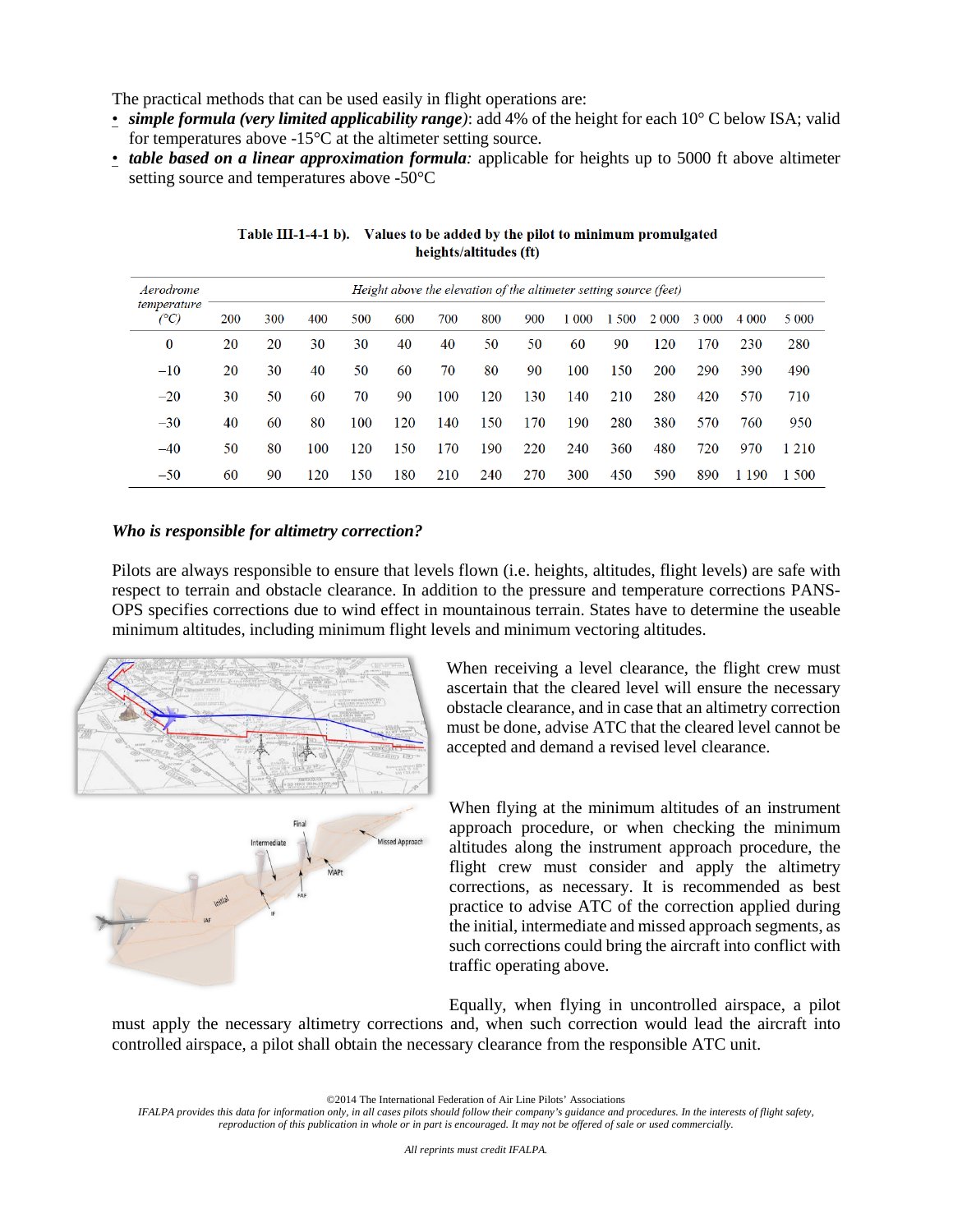The practical methods that can be used easily in flight operations are:

- ***simple formula (very limited applicability range)***: add 4% of the height for each 10° C below ISA; valid for temperatures above -15°C at the altimeter setting source.
- ***table based on a linear approximation formula:*** applicable for heights up to 5000 ft above altimeter setting source and temperatures above -50°C

**Table III-1-4-1 b). Values to be added by the pilot to minimum promulgated heights/altitudes (ft)**

| *Aerodrome temperature (°C)* | *Height above the elevation of the altimeter setting source (feet)* | | | | | | | | | | | | | |
|---|---|---|---|---|---|---|---|---|---|---|---|---|---|---|
| | 200 | 300 | 400 | 500 | 600 | 700 | 800 | 900 | 1 000 | 1 500 | 2 000 | 3 000 | 4 000 | 5 000 |
| 0 | 20 | 20 | 30 | 30 | 40 | 40 | 50 | 50 | 60 | 90 | 120 | 170 | 230 | 280 |
| −10 | 20 | 30 | 40 | 50 | 60 | 70 | 80 | 90 | 100 | 150 | 200 | 290 | 390 | 490 |
| −20 | 30 | 50 | 60 | 70 | 90 | 100 | 120 | 130 | 140 | 210 | 280 | 420 | 570 | 710 |
| −30 | 40 | 60 | 80 | 100 | 120 | 140 | 150 | 170 | 190 | 280 | 380 | 570 | 760 | 950 |
| −40 | 50 | 80 | 100 | 120 | 150 | 170 | 190 | 220 | 240 | 360 | 480 | 720 | 970 | 1 210 |
| −50 | 60 | 90 | 120 | 150 | 180 | 210 | 240 | 270 | 300 | 450 | 590 | 890 | 1 190 | 1 500 |

### *Who is responsible for altimetry correction?*

Pilots are always responsible to ensure that levels flown (i.e. heights, altitudes, flight levels) are safe with respect to terrain and obstacle clearance. In addition to the pressure and temperature corrections PANS-OPS specifies corrections due to wind effect in mountainous terrain. States have to determine the useable minimum altitudes, including minimum flight levels and minimum vectoring altitudes.

When receiving a level clearance, the flight crew must ascertain that the cleared level will ensure the necessary obstacle clearance, and in case that an altimetry correction must be done, advise ATC that the cleared level cannot be accepted and demand a revised level clearance.

When flying at the minimum altitudes of an instrument approach procedure, or when checking the minimum altitudes along the instrument approach procedure, the flight crew must consider and apply the altimetry corrections, as necessary. It is recommended as best practice to advise ATC of the correction applied during the initial, intermediate and missed approach segments, as such corrections could bring the aircraft into conflict with traffic operating above.

Equally, when flying in uncontrolled airspace, a pilot must apply the necessary altimetry corrections and, when such correction would lead the aircraft into controlled airspace, a pilot shall obtain the necessary clearance from the responsible ATC unit.

©2014 The International Federation of Air Line Pilots' Associations

*IFALPA provides this data for information only, in all cases pilots should follow their company's guidance and procedures. In the interests of flight safety, reproduction of this publication in whole or in part is encouraged. It may not be offered of sale or used commercially.*

*All reprints must credit IFALPA.*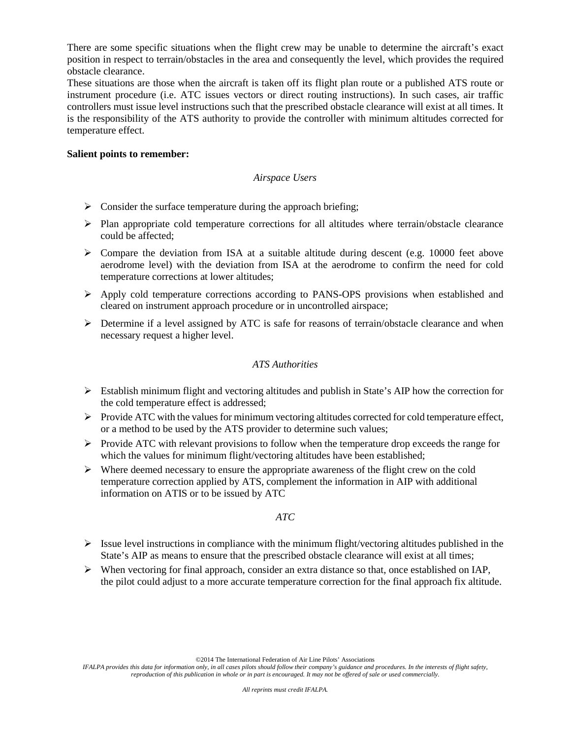There are some specific situations when the flight crew may be unable to determine the aircraft's exact position in respect to terrain/obstacles in the area and consequently the level, which provides the required obstacle clearance.

These situations are those when the aircraft is taken off its flight plan route or a published ATS route or instrument procedure (i.e. ATC issues vectors or direct routing instructions). In such cases, air traffic controllers must issue level instructions such that the prescribed obstacle clearance will exist at all times. It is the responsibility of the ATS authority to provide the controller with minimum altitudes corrected for temperature effect.

**Salient points to remember:**

*Airspace Users*

- Consider the surface temperature during the approach briefing;
- Plan appropriate cold temperature corrections for all altitudes where terrain/obstacle clearance could be affected;
- Compare the deviation from ISA at a suitable altitude during descent (e.g. 10000 feet above aerodrome level) with the deviation from ISA at the aerodrome to confirm the need for cold temperature corrections at lower altitudes;
- Apply cold temperature corrections according to PANS-OPS provisions when established and cleared on instrument approach procedure or in uncontrolled airspace;
- Determine if a level assigned by ATC is safe for reasons of terrain/obstacle clearance and when necessary request a higher level.

*ATS Authorities*

- Establish minimum flight and vectoring altitudes and publish in State's AIP how the correction for the cold temperature effect is addressed;
- Provide ATC with the values for minimum vectoring altitudes corrected for cold temperature effect, or a method to be used by the ATS provider to determine such values;
- Provide ATC with relevant provisions to follow when the temperature drop exceeds the range for which the values for minimum flight/vectoring altitudes have been established;
- Where deemed necessary to ensure the appropriate awareness of the flight crew on the cold temperature correction applied by ATS, complement the information in AIP with additional information on ATIS or to be issued by ATC

*ATC*

- Issue level instructions in compliance with the minimum flight/vectoring altitudes published in the State's AIP as means to ensure that the prescribed obstacle clearance will exist at all times;
- When vectoring for final approach, consider an extra distance so that, once established on IAP, the pilot could adjust to a more accurate temperature correction for the final approach fix altitude.